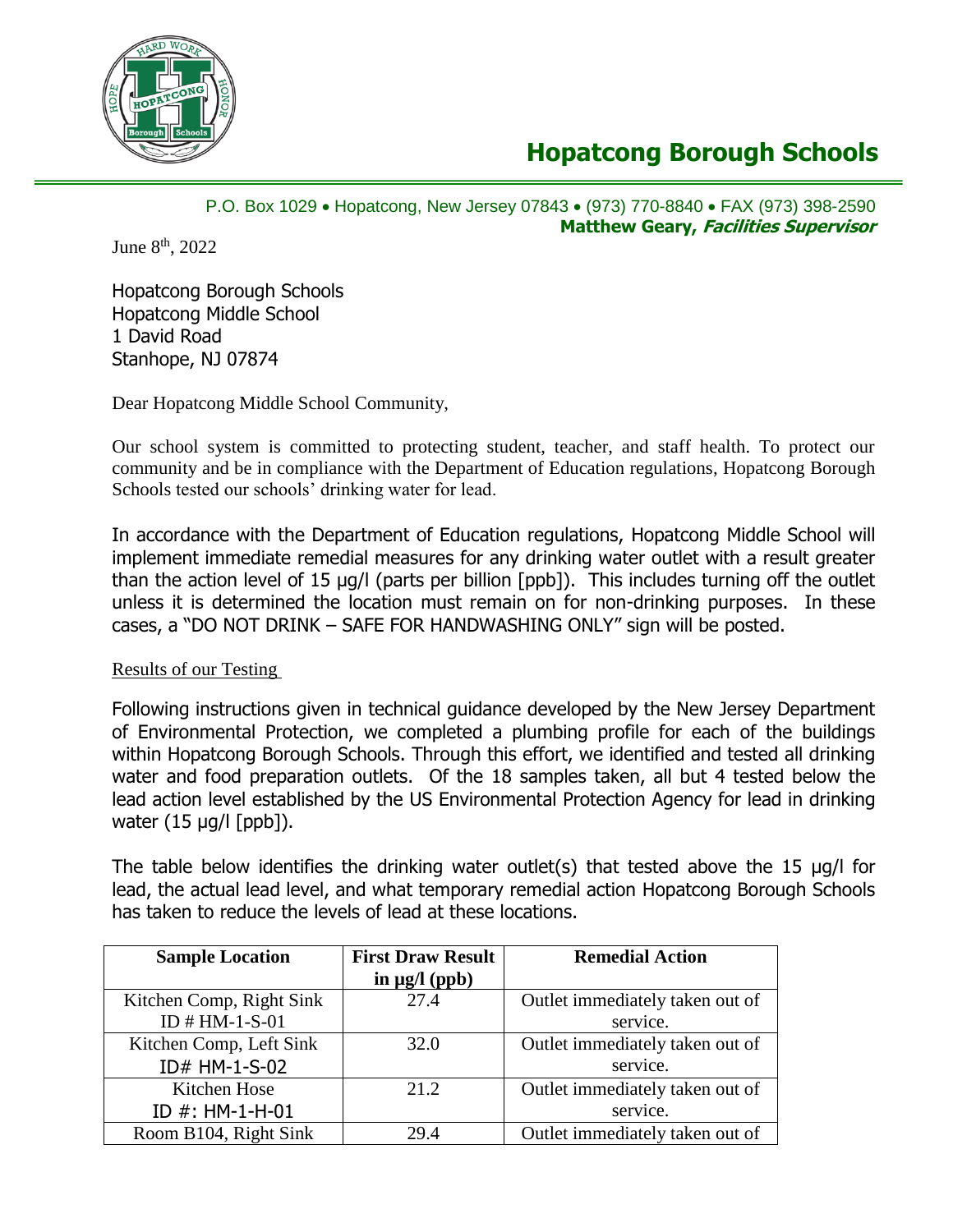# Hopatcong Borough Schools

P.O. Box 1029 • Hopatcong, New Jersey 07843 • (973) 770-8840 • FAX (973) 398-2590
**Matthew Geary, *Facilities Supervisor***

June 8th, 2022

Hopatcong Borough Schools
Hopatcong Middle School
1 David Road
Stanhope, NJ 07874

Dear Hopatcong Middle School Community,

Our school system is committed to protecting student, teacher, and staff health. To protect our community and be in compliance with the Department of Education regulations, Hopatcong Borough Schools tested our schools' drinking water for lead.

In accordance with the Department of Education regulations, Hopatcong Middle School will implement immediate remedial measures for any drinking water outlet with a result greater than the action level of 15 µg/l (parts per billion [ppb]). This includes turning off the outlet unless it is determined the location must remain on for non-drinking purposes. In these cases, a "DO NOT DRINK – SAFE FOR HANDWASHING ONLY" sign will be posted.

Results of our Testing

Following instructions given in technical guidance developed by the New Jersey Department of Environmental Protection, we completed a plumbing profile for each of the buildings within Hopatcong Borough Schools. Through this effort, we identified and tested all drinking water and food preparation outlets. Of the 18 samples taken, all but 4 tested below the lead action level established by the US Environmental Protection Agency for lead in drinking water (15 µg/l [ppb]).

The table below identifies the drinking water outlet(s) that tested above the 15 µg/l for lead, the actual lead level, and what temporary remedial action Hopatcong Borough Schools has taken to reduce the levels of lead at these locations.

| Sample Location | First Draw Result in µg/l (ppb) | Remedial Action |
|---|---|---|
| Kitchen Comp, Right Sink ID # HM-1-S-01 | 27.4 | Outlet immediately taken out of service. |
| Kitchen Comp, Left Sink ID# HM-1-S-02 | 32.0 | Outlet immediately taken out of service. |
| Kitchen Hose ID #: HM-1-H-01 | 21.2 | Outlet immediately taken out of service. |
| Room B104, Right Sink | 29.4 | Outlet immediately taken out of |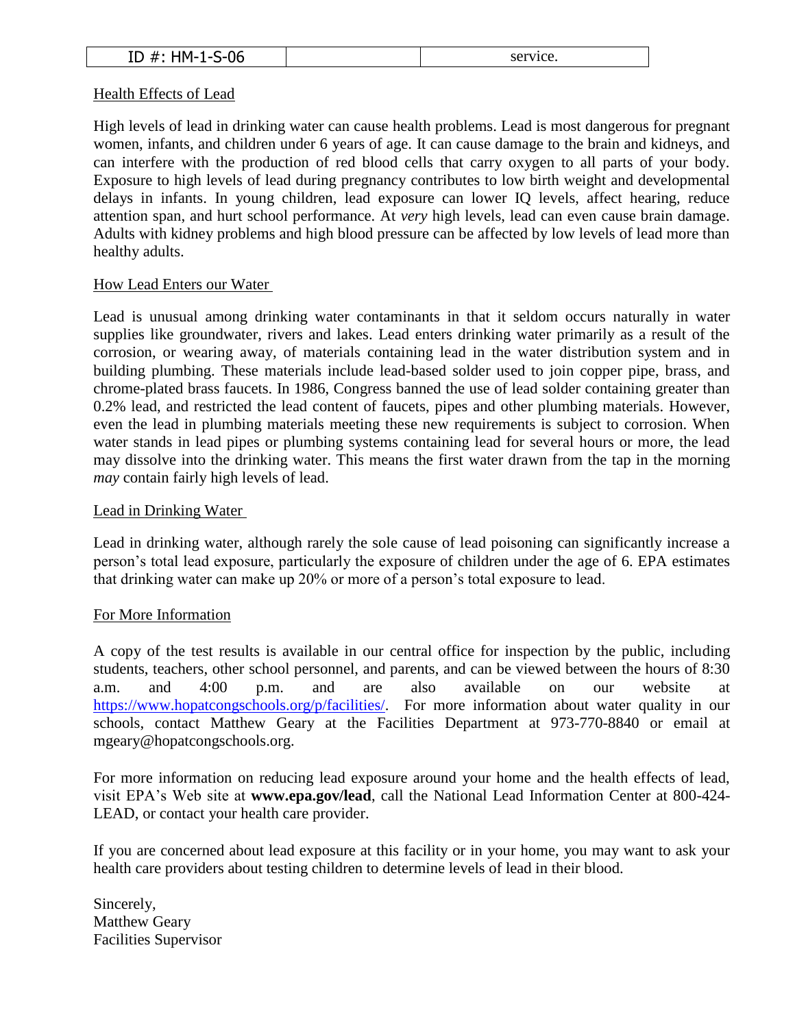| ID #: HM-1-S-06 | | service. |
|---|---|---|

## Health Effects of Lead

High levels of lead in drinking water can cause health problems. Lead is most dangerous for pregnant women, infants, and children under 6 years of age. It can cause damage to the brain and kidneys, and can interfere with the production of red blood cells that carry oxygen to all parts of your body. Exposure to high levels of lead during pregnancy contributes to low birth weight and developmental delays in infants. In young children, lead exposure can lower IQ levels, affect hearing, reduce attention span, and hurt school performance. At *very* high levels, lead can even cause brain damage. Adults with kidney problems and high blood pressure can be affected by low levels of lead more than healthy adults.

## How Lead Enters our Water

Lead is unusual among drinking water contaminants in that it seldom occurs naturally in water supplies like groundwater, rivers and lakes. Lead enters drinking water primarily as a result of the corrosion, or wearing away, of materials containing lead in the water distribution system and in building plumbing. These materials include lead-based solder used to join copper pipe, brass, and chrome-plated brass faucets. In 1986, Congress banned the use of lead solder containing greater than 0.2% lead, and restricted the lead content of faucets, pipes and other plumbing materials. However, even the lead in plumbing materials meeting these new requirements is subject to corrosion. When water stands in lead pipes or plumbing systems containing lead for several hours or more, the lead may dissolve into the drinking water. This means the first water drawn from the tap in the morning *may* contain fairly high levels of lead.

## Lead in Drinking Water

Lead in drinking water, although rarely the sole cause of lead poisoning can significantly increase a person's total lead exposure, particularly the exposure of children under the age of 6. EPA estimates that drinking water can make up 20% or more of a person's total exposure to lead.

## For More Information

A copy of the test results is available in our central office for inspection by the public, including students, teachers, other school personnel, and parents, and can be viewed between the hours of 8:30 a.m. and 4:00 p.m. and are also available on our website at [https://www.hopatcongschools.org/p/facilities/](https://www.hopatcongschools.org/p/facilities/). For more information about water quality in our schools, contact Matthew Geary at the Facilities Department at 973-770-8840 or email at mgeary@hopatcongschools.org.

For more information on reducing lead exposure around your home and the health effects of lead, visit EPA's Web site at **www.epa.gov/lead**, call the National Lead Information Center at 800-424-LEAD, or contact your health care provider.

If you are concerned about lead exposure at this facility or in your home, you may want to ask your health care providers about testing children to determine levels of lead in their blood.

Sincerely,
Matthew Geary
Facilities Supervisor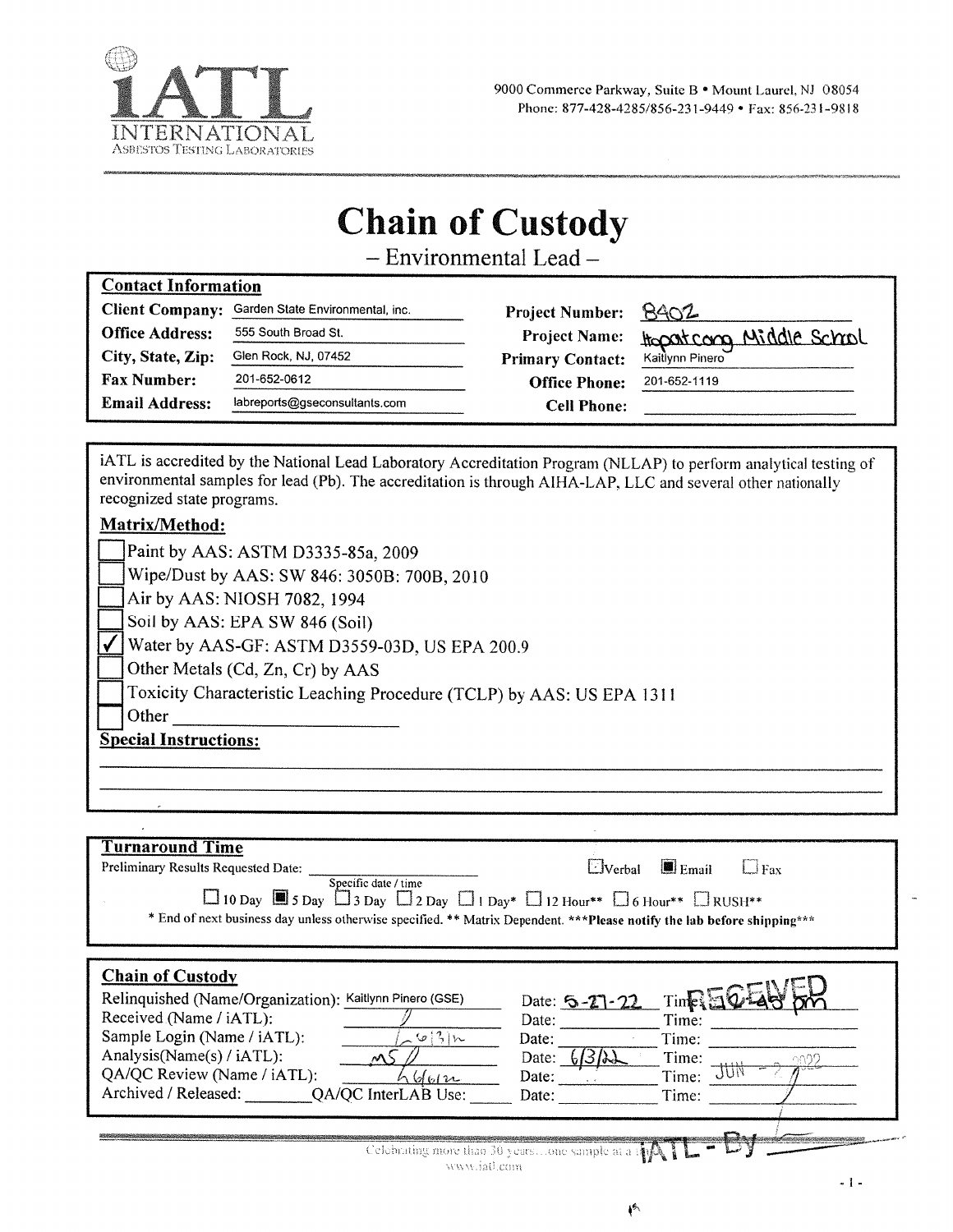iATL INTERNATIONAL ASBESTOS TESTING LABORATORIES

9000 Commerce Parkway, Suite B • Mount Laurel, NJ 08054
Phone: 877-428-4285/856-231-9449 • Fax: 856-231-9818

# Chain of Custody

## – Environmental Lead –

### Contact Information

| | | | |
|---|---|---|---|
| **Client Company:** | Garden State Environmental, inc. | **Project Number:** | 8402 |
| **Office Address:** | 555 South Broad St. | **Project Name:** | Hopatcong Middle School |
| **City, State, Zip:** | Glen Rock, NJ, 07452 | **Primary Contact:** | Kaitlynn Pinero |
| **Fax Number:** | 201-652-0612 | **Office Phone:** | 201-652-1119 |
| **Email Address:** | labreports@gseconsultants.com | **Cell Phone:** | |

iATL is accredited by the National Lead Laboratory Accreditation Program (NLLAP) to perform analytical testing of environmental samples for lead (Pb). The accreditation is through AIHA-LAP, LLC and several other nationally recognized state programs.

### Matrix/Method:

- ☐ Paint by AAS: ASTM D3335-85a, 2009
- ☐ Wipe/Dust by AAS: SW 846: 3050B: 700B, 2010
- ☐ Air by AAS: NIOSH 7082, 1994
- ☐ Soil by AAS: EPA SW 846 (Soil)
- ☑ Water by AAS-GF: ASTM D3559-03D, US EPA 200.9
- ☐ Other Metals (Cd, Zn, Cr) by AAS
- ☐ Toxicity Characteristic Leaching Procedure (TCLP) by AAS: US EPA 1311
- ☐ Other ____________

### Special Instructions:

### Turnaround Time

Preliminary Results Requested Date: ____________ (Specific date / time)

☐ Verbal ☑ Email ☐ Fax

☐ 10 Day ☑ 5 Day ☐ 3 Day ☐ 2 Day ☐ 1 Day* ☐ 12 Hour** ☐ 6 Hour** ☐ RUSH**

\* End of next business day unless otherwise specified. \*\* Matrix Dependent. \*\*\***Please notify the lab before shipping**\*\*\*

### Chain of Custody

| | | | |
|---|---|---|---|
| Relinquished (Name/Organization): | Kaitlynn Pinero (GSE) | Date: 5-27-22 | Time: 12:45 pm |
| Received (Name / iATL): | | Date: | Time: |
| Sample Login (Name / iATL): | 6/3/22 | Date: | Time: |
| Analysis(Name(s) / iATL): | MS | Date: 6/3/22 | Time: |
| QA/QC Review (Name / iATL): | 6/6/22 | Date: | Time: |
| Archived / Released: ________ QA/QC InterLAB Use: _____ | | Date: | Time: |

RECEIVED JUN - 2 2022 iATL - By

Celebrating more than 30 years... one sample at a time
www.iatl.com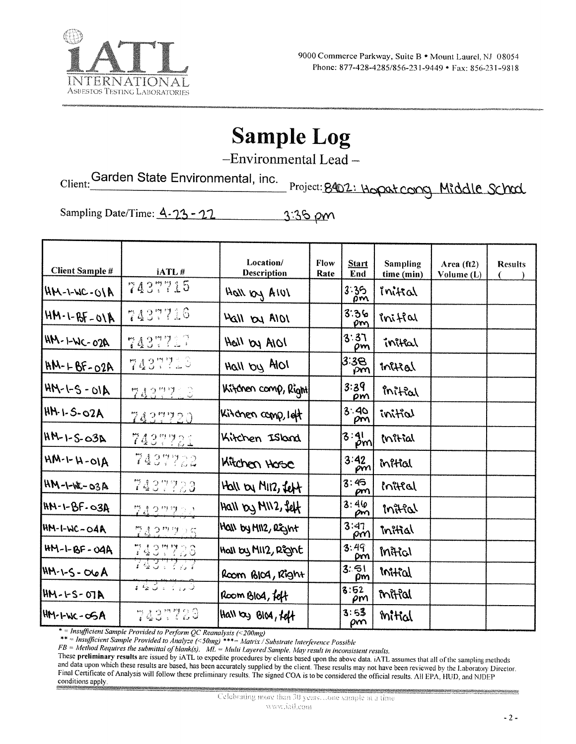iATL INTERNATIONAL Asbestos Testing Laboratories

9000 Commerce Parkway, Suite B • Mount Laurel, NJ 08054
Phone: 877-428-4285/856-231-9449 • Fax: 856-231-9818

# Sample Log

–Environmental Lead –

Client: Garden State Environmental, inc. Project: 8402: Hopatcong Middle School

Sampling Date/Time: 4-23-22 3:35 pm

| Client Sample # | iATL # | Location/ Description | Flow Rate | Start End | Sampling time (min) | Area (ft2) Volume (L) | Results ( ) |
|---|---|---|---|---|---|---|---|
| HM-1-WC-01A | 7437715 | Hall by A101 | | 3:35 pm | initial | | |
| HM-1-BF-01A | 7437716 | Hall by A101 | | 3:36 pm | initial | | |
| HM-1-WC-02A | 7437717 | Hall by A101 | | 3:37 pm | initial | | |
| HM-1-BF-02A | 7437718 | Hall by A101 | | 3:38 pm | initial | | |
| HM-1-S-01A | 7437719 | Kitchen comp, Right | | 3:39 pm | initial | | |
| HM-1-S-02A | 7437720 | Kitchen comp, left | | 3:40 pm | initial | | |
| HM-1-S-03A | 7437721 | Kitchen Island | | 3:41 pm | initial | | |
| HM-1-H-01A | 7437722 | Kitchen Hose | | 3:42 pm | initial | | |
| HM-1-WC-03A | 7437723 | Hall by M112, left | | 3:45 pm | initial | | |
| HM-1-BF-03A | 7437724 | Hall by M112, left | | 3:46 pm | initial | | |
| HM-1-WC-04A | 7437725 | Hall by M112, Right | | 3:47 pm | initial | | |
| HM-1-BF-04A | 7437726 | Hall by M112, Right | | 3:49 pm | initial | | |
| HM-1-S-06A | 7437727 | Room B104, Right | | 3:51 pm | initial | | |
| HM-1-S-07A | 7437728 | Room B104, left | | 3:52 pm | initial | | |
| HM-1-WC-05A | 7437729 | Hall by B104, left | | 3:53 pm | initial | | |

*\* = Insufficient Sample Provided to Perform QC Reanalysis (<200mg)*
*\*\* = Insufficient Sample Provided to Analyze (<50mg) \*\*\* = Matrix / Substrate Interference Possible*
*FB = Method Requires the submittal of blank(s). ML = Multi Layered Sample. May result in inconsistent results.*

These **preliminary results** are issued by iATL to expedite procedures by clients based upon the above data. iATL assumes that all of the sampling methods and data upon which these results are based, has been accurately supplied by the client. These results may not have been reviewed by the Laboratory Director. Final Certificate of Analysis will follow these preliminary results. The signed COA is to be considered the official results. All EPA, HUD, and NJDEP conditions apply.

Celebrating more than 30 years...one sample at a time
www.iatl.com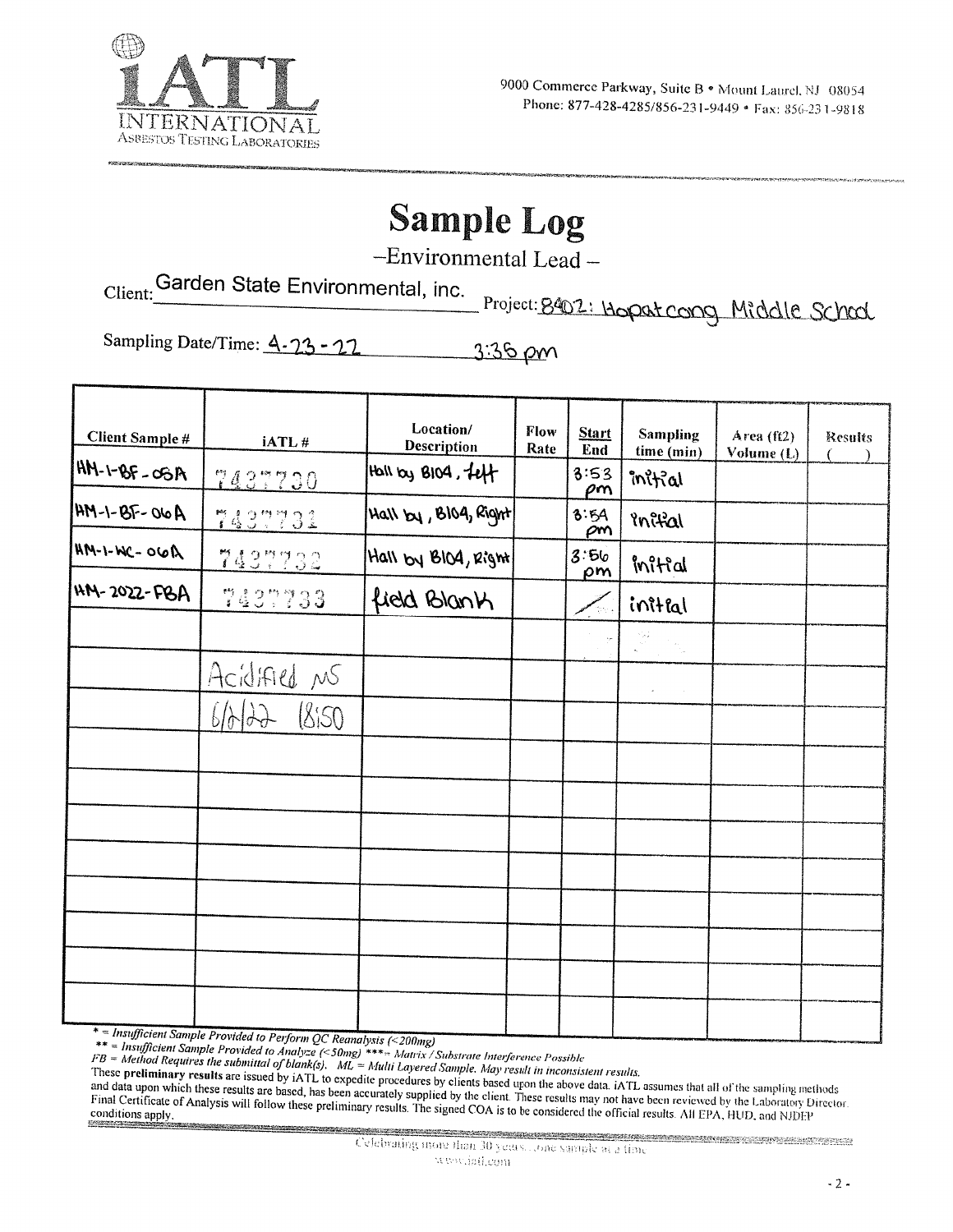**iATL**
INTERNATIONAL
ASBESTOS TESTING LABORATORIES

9000 Commerce Parkway, Suite B • Mount Laurel, NJ 08054
Phone: 877-428-4285/856-231-9449 • Fax: 856-231-9818

# Sample Log

–Environmental Lead –

Client: Garden State Environmental, inc. Project: 8402: Hopatcong Middle School

Sampling Date/Time: 4-23-22 3:35 pm

| Client Sample # | iATL # | Location/ Description | Flow Rate | Start End | Sampling time (min) | Area (ft2) Volume (L) | Results ( ) |
|---|---|---|---|---|---|---|---|
| HM-1-BF-05A | 7437730 | Hall by B104, Left | | 3:53 pm | initial | | |
| HM-1-BF-06A | 7437731 | Hall by, B104, Right | | 3:54 pm | initial | | |
| HM-1-WC-06A | 7437732 | Hall by B104, Right | | 3:56 pm | initial | | |
| HM-2022-FBA | 7437733 | field Blank | | / | initial | | |
| | | | | | | | |
| | Acidified MS | | | | | | |
| | 6/2/22 18:50 | | | | | | |

\* = *Insufficient Sample Provided to Perform QC Reanalysis (<200mg)*
\*\* = *Insufficient Sample Provided to Analyze (<50mg)* \*\*\* = *Matrix / Substrate Interference Possible*
*FB = Method Requires the submittal of blank(s). ML = Multi Layered Sample. May result in inconsistent results.*
These **preliminary results** are issued by iATL to expedite procedures by clients based upon the above data. iATL assumes that all of the sampling methods and data upon which these results are based, has been accurately supplied by the client. These results may not have been reviewed by the Laboratory Director. Final Certificate of Analysis will follow these preliminary results. The signed COA is to be considered the official results. All EPA, HUD, and NJDEP conditions apply.

Celebrating more than 30 years... one sample at a time
www.iatl.com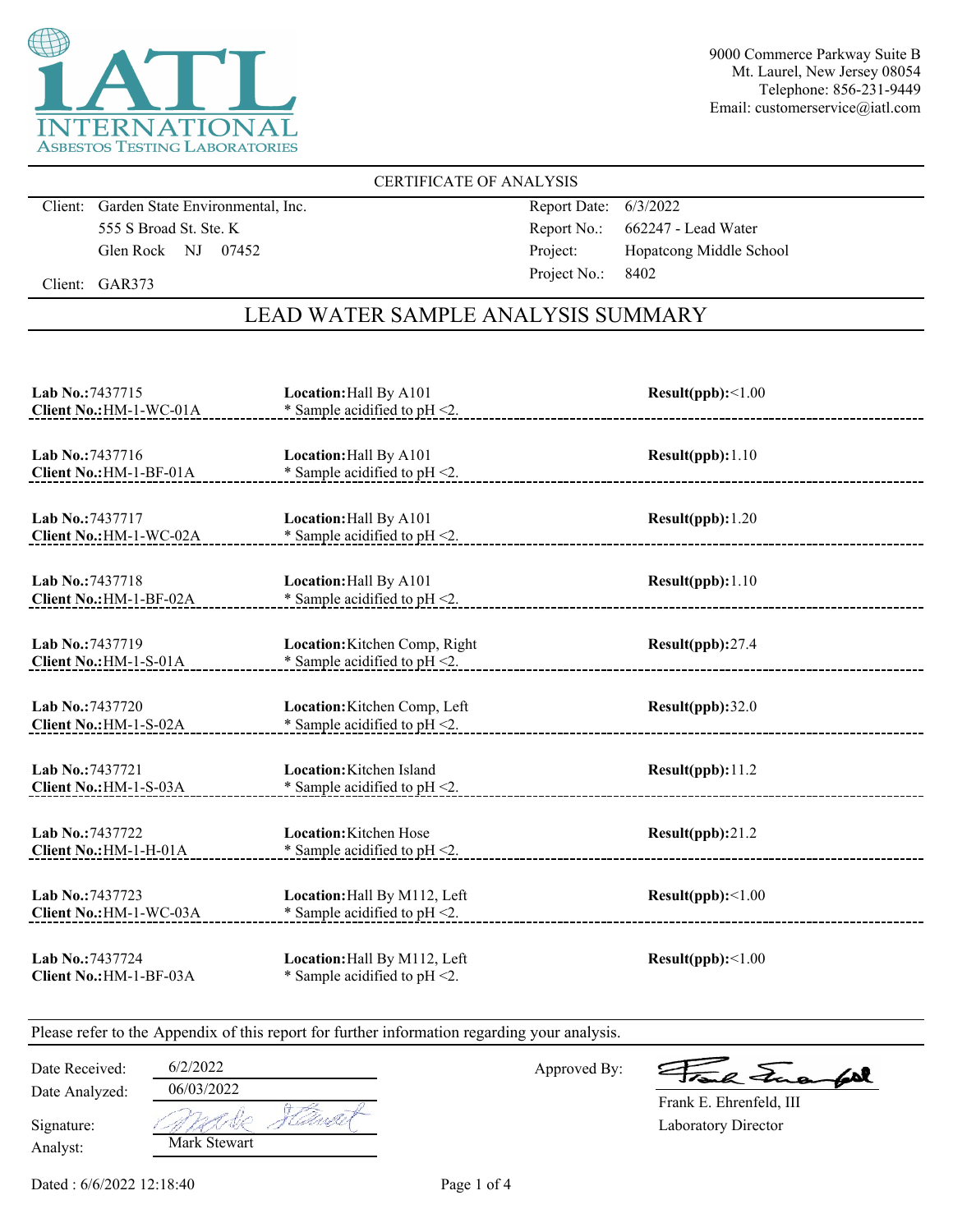iATL INTERNATIONAL ASBESTOS TESTING LABORATORIES

9000 Commerce Parkway Suite B
Mt. Laurel, New Jersey 08054
Telephone: 856-231-9449
Email: customerservice@iatl.com

CERTIFICATE OF ANALYSIS

| | | | |
|---|---|---|---|
| Client: | Garden State Environmental, Inc. | Report Date: | 6/3/2022 |
| | 555 S Broad St. Ste. K | Report No.: | 662247 - Lead Water |
| | Glen Rock NJ 07452 | Project: | Hopatcong Middle School |
| Client: | GAR373 | Project No.: | 8402 |

## LEAD WATER SAMPLE ANALYSIS SUMMARY

| Lab No. | Client No. | Location | Note | Result(ppb) |
|---|---|---|---|---|
| 7437715 | HM-1-WC-01A | Hall By A101 | * Sample acidified to pH <2. | <1.00 |
| 7437716 | HM-1-BF-01A | Hall By A101 | * Sample acidified to pH <2. | 1.10 |
| 7437717 | HM-1-WC-02A | Hall By A101 | * Sample acidified to pH <2. | 1.20 |
| 7437718 | HM-1-BF-02A | Hall By A101 | * Sample acidified to pH <2. | 1.10 |
| 7437719 | HM-1-S-01A | Kitchen Comp, Right | * Sample acidified to pH <2. | 27.4 |
| 7437720 | HM-1-S-02A | Kitchen Comp, Left | * Sample acidified to pH <2. | 32.0 |
| 7437721 | HM-1-S-03A | Kitchen Island | * Sample acidified to pH <2. | 11.2 |
| 7437722 | HM-1-H-01A | Kitchen Hose | * Sample acidified to pH <2. | 21.2 |
| 7437723 | HM-1-WC-03A | Hall By M112, Left | * Sample acidified to pH <2. | <1.00 |
| 7437724 | HM-1-BF-03A | Hall By M112, Left | * Sample acidified to pH <2. | <1.00 |

Please refer to the Appendix of this report for further information regarding your analysis.

Date Received: 6/2/2022
Date Analyzed: 06/03/2022
Signature:
Analyst: Mark Stewart

Approved By:
Frank E. Ehrenfeld, III
Laboratory Director

Dated : 6/6/2022 12:18:40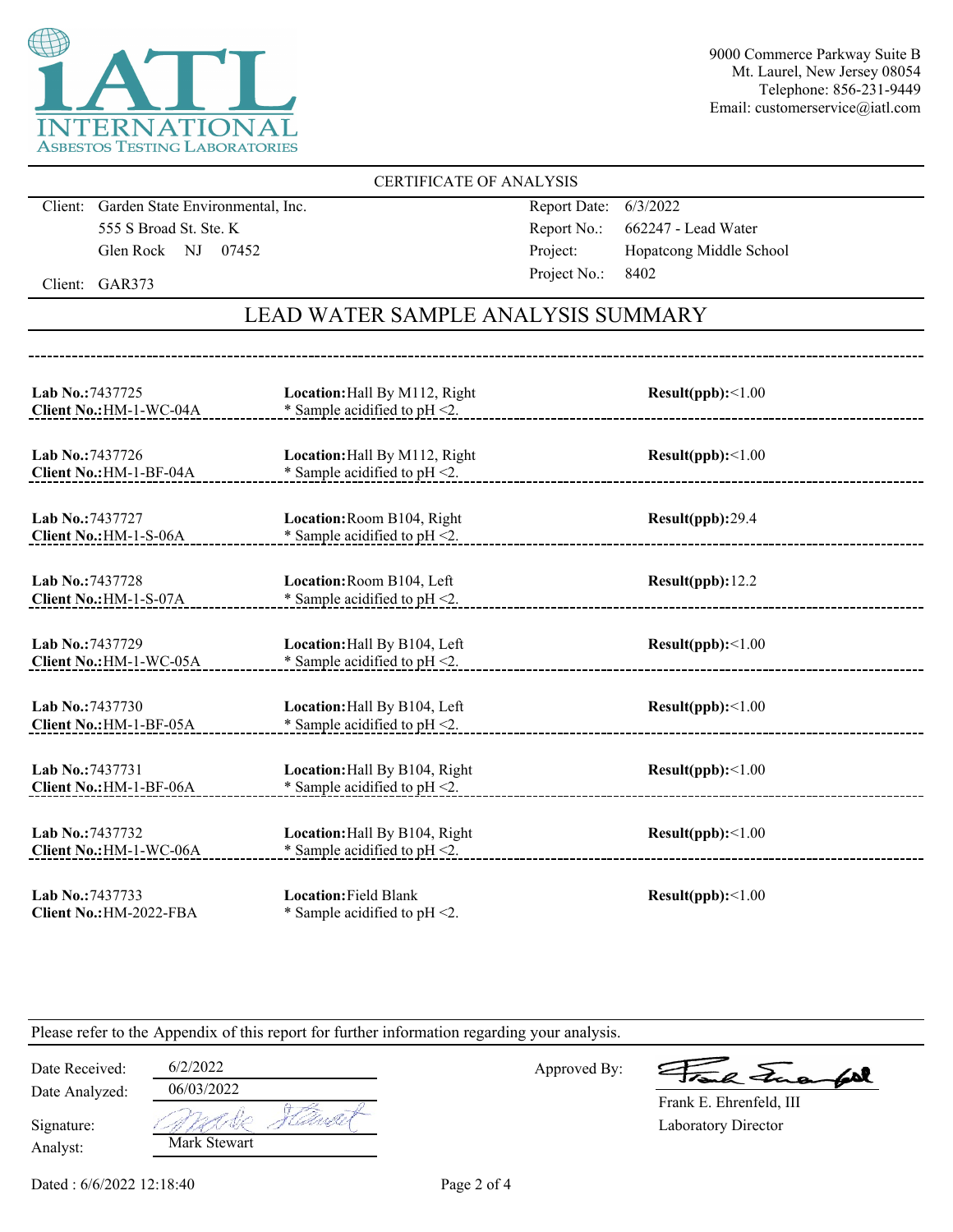INTERNATIONAL ASBESTOS TESTING LABORATORIES

9000 Commerce Parkway Suite B
Mt. Laurel, New Jersey 08054
Telephone: 856-231-9449
Email: customerservice@iatl.com

CERTIFICATE OF ANALYSIS

| | |
|---|---|
| Client: Garden State Environmental, Inc. | Report Date: 6/3/2022 |
| 555 S Broad St. Ste. K | Report No.: 662247 - Lead Water |
| Glen Rock NJ 07452 | Project: Hopatcong Middle School |
| Client: GAR373 | Project No.: 8402 |

## LEAD WATER SAMPLE ANALYSIS SUMMARY

| Lab No. | Client No. | Location | Note | Result(ppb) |
|---|---|---|---|---|
| 7437725 | HM-1-WC-04A | Hall By M112, Right | * Sample acidified to pH <2. | <1.00 |
| 7437726 | HM-1-BF-04A | Hall By M112, Right | * Sample acidified to pH <2. | <1.00 |
| 7437727 | HM-1-S-06A | Room B104, Right | * Sample acidified to pH <2. | 29.4 |
| 7437728 | HM-1-S-07A | Room B104, Left | * Sample acidified to pH <2. | 12.2 |
| 7437729 | HM-1-WC-05A | Hall By B104, Left | * Sample acidified to pH <2. | <1.00 |
| 7437730 | HM-1-BF-05A | Hall By B104, Left | * Sample acidified to pH <2. | <1.00 |
| 7437731 | HM-1-BF-06A | Hall By B104, Right | * Sample acidified to pH <2. | <1.00 |
| 7437732 | HM-1-WC-06A | Hall By B104, Right | * Sample acidified to pH <2. | <1.00 |
| 7437733 | HM-2022-FBA | Field Blank | * Sample acidified to pH <2. | <1.00 |

Please refer to the Appendix of this report for further information regarding your analysis.

Date Received: 6/2/2022
Date Analyzed: 06/03/2022
Signature: Mark Stewart
Analyst: Mark Stewart

Approved By: Frank E. Ehrenfeld, III
Laboratory Director

Dated : 6/6/2022 12:18:40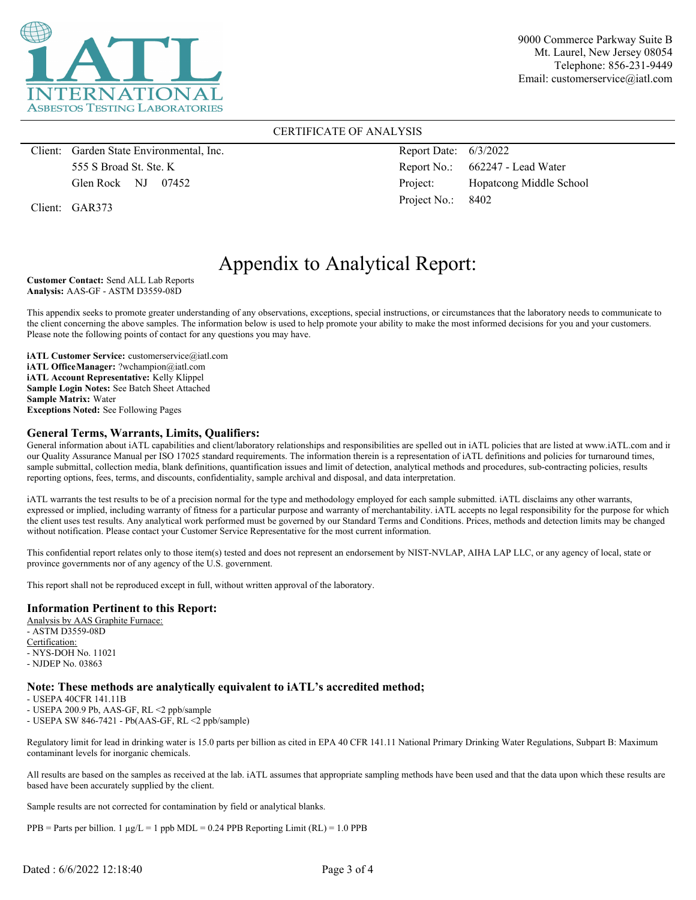iATL INTERNATIONAL ASBESTOS TESTING LABORATORIES

9000 Commerce Parkway Suite B
Mt. Laurel, New Jersey 08054
Telephone: 856-231-9449
Email: customerservice@iatl.com

CERTIFICATE OF ANALYSIS

| | |
|---|---|
| Client: Garden State Environmental, Inc. | Report Date: 6/3/2022 |
| 555 S Broad St. Ste. K | Report No.: 662247 - Lead Water |
| Glen Rock NJ 07452 | Project: Hopatcong Middle School |
| Client: GAR373 | Project No.: 8402 |

# Appendix to Analytical Report:

**Customer Contact:** Send ALL Lab Reports
**Analysis:** AAS-GF - ASTM D3559-08D

This appendix seeks to promote greater understanding of any observations, exceptions, special instructions, or circumstances that the laboratory needs to communicate to the client concerning the above samples. The information below is used to help promote your ability to make the most informed decisions for you and your customers. Please note the following points of contact for any questions you may have.

**iATL Customer Service:** customerservice@iatl.com
**iATL OfficeManager:** ?wchampion@iatl.com
**iATL Account Representative:** Kelly Klippel
**Sample Login Notes:** See Batch Sheet Attached
**Sample Matrix:** Water
**Exceptions Noted:** See Following Pages

## General Terms, Warrants, Limits, Qualifiers:

General information about iATL capabilities and client/laboratory relationships and responsibilities are spelled out in iATL policies that are listed at www.iATL.com and in our Quality Assurance Manual per ISO 17025 standard requirements. The information therein is a representation of iATL definitions and policies for turnaround times, sample submittal, collection media, blank definitions, quantification issues and limit of detection, analytical methods and procedures, sub-contracting policies, results reporting options, fees, terms, and discounts, confidentiality, sample archival and disposal, and data interpretation.

iATL warrants the test results to be of a precision normal for the type and methodology employed for each sample submitted. iATL disclaims any other warrants, expressed or implied, including warranty of fitness for a particular purpose and warranty of merchantability. iATL accepts no legal responsibility for the purpose for which the client uses test results. Any analytical work performed must be governed by our Standard Terms and Conditions. Prices, methods and detection limits may be changed without notification. Please contact your Customer Service Representative for the most current information.

This confidential report relates only to those item(s) tested and does not represent an endorsement by NIST-NVLAP, AIHA LAP LLC, or any agency of local, state or province governments nor of any agency of the U.S. government.

This report shall not be reproduced except in full, without written approval of the laboratory.

## Information Pertinent to this Report:

Analysis by AAS Graphite Furnace:
- ASTM D3559-08D

Certification:
- NYS-DOH No. 11021
- NJDEP No. 03863

## Note: These methods are analytically equivalent to iATL's accredited method;

- USEPA 40CFR 141.11B
- USEPA 200.9 Pb, AAS-GF, RL <2 ppb/sample
- USEPA SW 846-7421 - Pb(AAS-GF, RL <2 ppb/sample)

Regulatory limit for lead in drinking water is 15.0 parts per billion as cited in EPA 40 CFR 141.11 National Primary Drinking Water Regulations, Subpart B: Maximum contaminant levels for inorganic chemicals.

All results are based on the samples as received at the lab. iATL assumes that appropriate sampling methods have been used and that the data upon which these results are based have been accurately supplied by the client.

Sample results are not corrected for contamination by field or analytical blanks.

PPB = Parts per billion. 1 μg/L = 1 ppb MDL = 0.24 PPB Reporting Limit (RL) = 1.0 PPB

Dated : 6/6/2022 12:18:40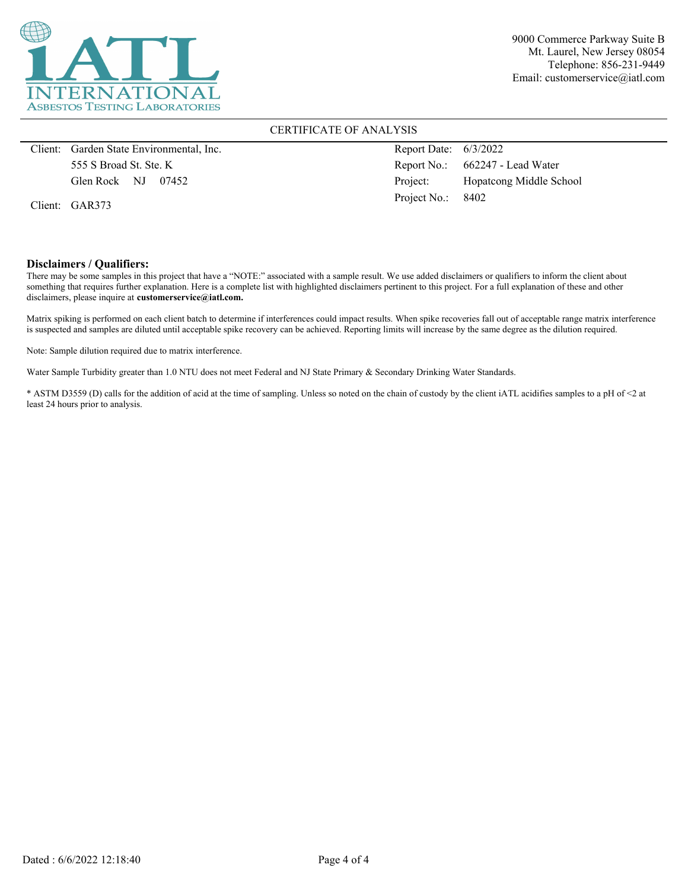**iATL INTERNATIONAL ASBESTOS TESTING LABORATORIES**

9000 Commerce Parkway Suite B
Mt. Laurel, New Jersey 08054
Telephone: 856-231-9449
Email: customerservice@iatl.com

CERTIFICATE OF ANALYSIS

| | | | |
|---|---|---|---|
| Client: | Garden State Environmental, Inc. | Report Date: | 6/3/2022 |
| | 555 S Broad St. Ste. K | Report No.: | 662247 - Lead Water |
| | Glen Rock NJ 07452 | Project: | Hopatcong Middle School |
| Client: | GAR373 | Project No.: | 8402 |

**Disclaimers / Qualifiers:**

There may be some samples in this project that have a "NOTE:" associated with a sample result. We use added disclaimers or qualifiers to inform the client about something that requires further explanation. Here is a complete list with highlighted disclaimers pertinent to this project. For a full explanation of these and other disclaimers, please inquire at **customerservice@iatl.com.**

Matrix spiking is performed on each client batch to determine if interferences could impact results. When spike recoveries fall out of acceptable range matrix interference is suspected and samples are diluted until acceptable spike recovery can be achieved. Reporting limits will increase by the same degree as the dilution required.

Note: Sample dilution required due to matrix interference.

Water Sample Turbidity greater than 1.0 NTU does not meet Federal and NJ State Primary & Secondary Drinking Water Standards.

* ASTM D3559 (D) calls for the addition of acid at the time of sampling. Unless so noted on the chain of custody by the client iATL acidifies samples to a pH of <2 at least 24 hours prior to analysis.

Dated : 6/6/2022 12:18:40